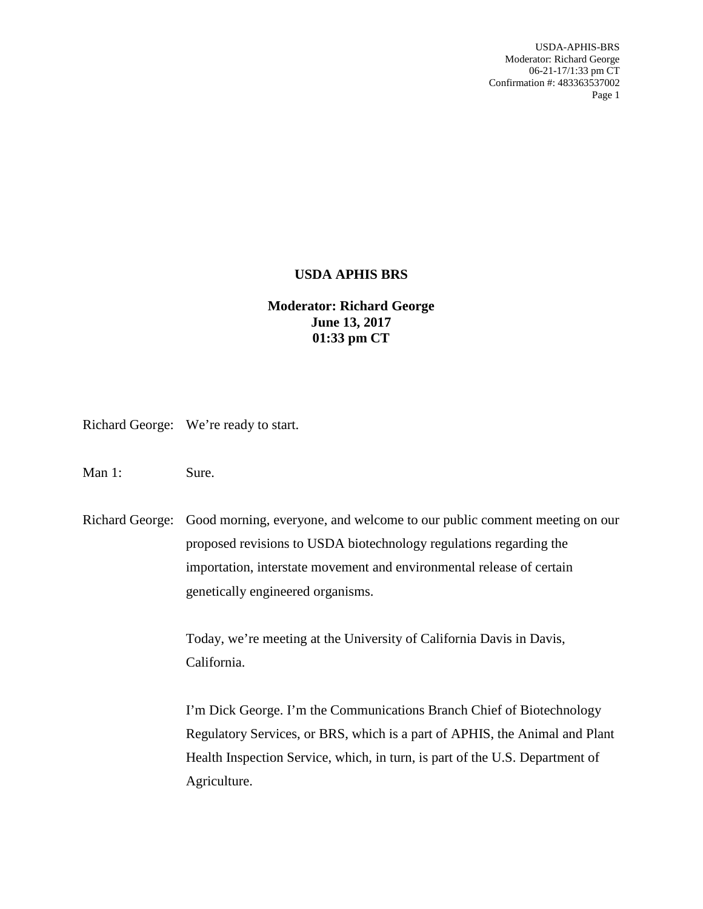**USDA APHIS BRS**

**Moderator: Richard George**
**June 13, 2017**
**01:33 pm CT**

Richard George: We're ready to start.

Man 1: Sure.

Richard George: Good morning, everyone, and welcome to our public comment meeting on our proposed revisions to USDA biotechnology regulations regarding the importation, interstate movement and environmental release of certain genetically engineered organisms.

Today, we're meeting at the University of California Davis in Davis, California.

I'm Dick George. I'm the Communications Branch Chief of Biotechnology Regulatory Services, or BRS, which is a part of APHIS, the Animal and Plant Health Inspection Service, which, in turn, is part of the U.S. Department of Agriculture.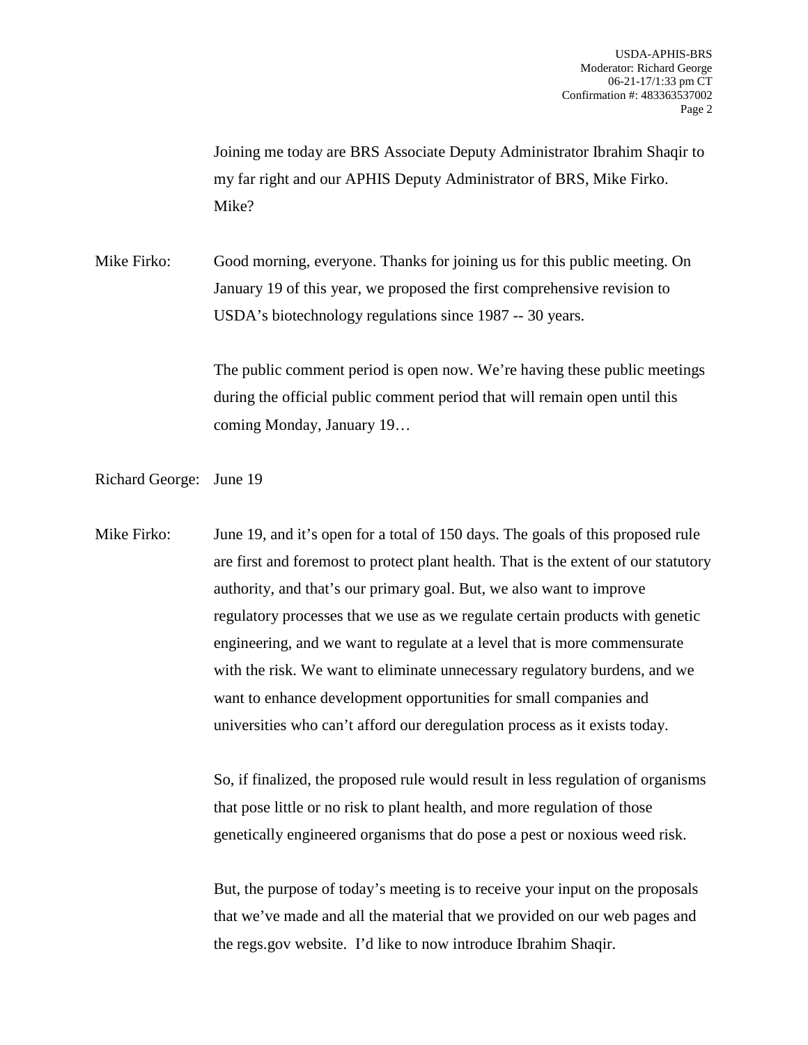Joining me today are BRS Associate Deputy Administrator Ibrahim Shaqir to my far right and our APHIS Deputy Administrator of BRS, Mike Firko. Mike?

Mike Firko: Good morning, everyone. Thanks for joining us for this public meeting. On January 19 of this year, we proposed the first comprehensive revision to USDA's biotechnology regulations since 1987 -- 30 years.

The public comment period is open now. We're having these public meetings during the official public comment period that will remain open until this coming Monday, January 19…

Richard George: June 19

Mike Firko: June 19, and it's open for a total of 150 days. The goals of this proposed rule are first and foremost to protect plant health. That is the extent of our statutory authority, and that's our primary goal. But, we also want to improve regulatory processes that we use as we regulate certain products with genetic engineering, and we want to regulate at a level that is more commensurate with the risk. We want to eliminate unnecessary regulatory burdens, and we want to enhance development opportunities for small companies and universities who can't afford our deregulation process as it exists today.

So, if finalized, the proposed rule would result in less regulation of organisms that pose little or no risk to plant health, and more regulation of those genetically engineered organisms that do pose a pest or noxious weed risk.

But, the purpose of today's meeting is to receive your input on the proposals that we've made and all the material that we provided on our web pages and the regs.gov website. I'd like to now introduce Ibrahim Shaqir.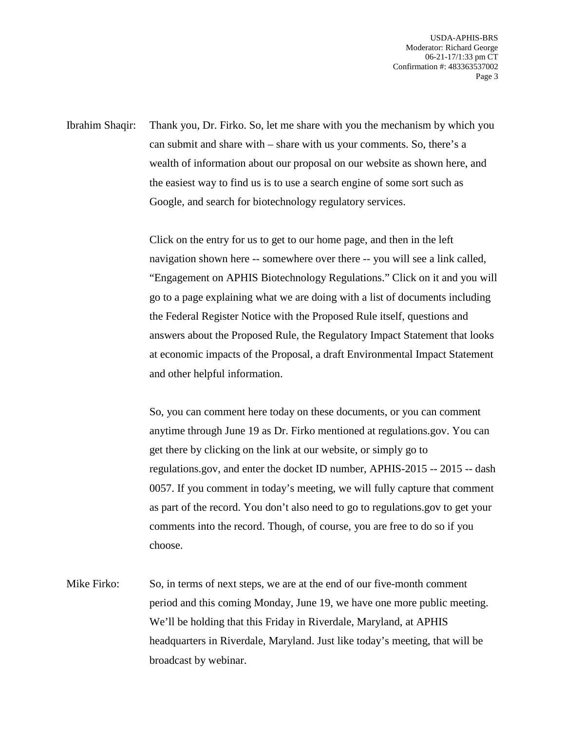Ibrahim Shaqir: Thank you, Dr. Firko. So, let me share with you the mechanism by which you can submit and share with – share with us your comments. So, there's a wealth of information about our proposal on our website as shown here, and the easiest way to find us is to use a search engine of some sort such as Google, and search for biotechnology regulatory services.

Click on the entry for us to get to our home page, and then in the left navigation shown here -- somewhere over there -- you will see a link called, "Engagement on APHIS Biotechnology Regulations." Click on it and you will go to a page explaining what we are doing with a list of documents including the Federal Register Notice with the Proposed Rule itself, questions and answers about the Proposed Rule, the Regulatory Impact Statement that looks at economic impacts of the Proposal, a draft Environmental Impact Statement and other helpful information.

So, you can comment here today on these documents, or you can comment anytime through June 19 as Dr. Firko mentioned at regulations.gov. You can get there by clicking on the link at our website, or simply go to regulations.gov, and enter the docket ID number, APHIS-2015 -- 2015 -- dash 0057. If you comment in today's meeting, we will fully capture that comment as part of the record. You don't also need to go to regulations.gov to get your comments into the record. Though, of course, you are free to do so if you choose.

Mike Firko: So, in terms of next steps, we are at the end of our five-month comment period and this coming Monday, June 19, we have one more public meeting. We'll be holding that this Friday in Riverdale, Maryland, at APHIS headquarters in Riverdale, Maryland. Just like today's meeting, that will be broadcast by webinar.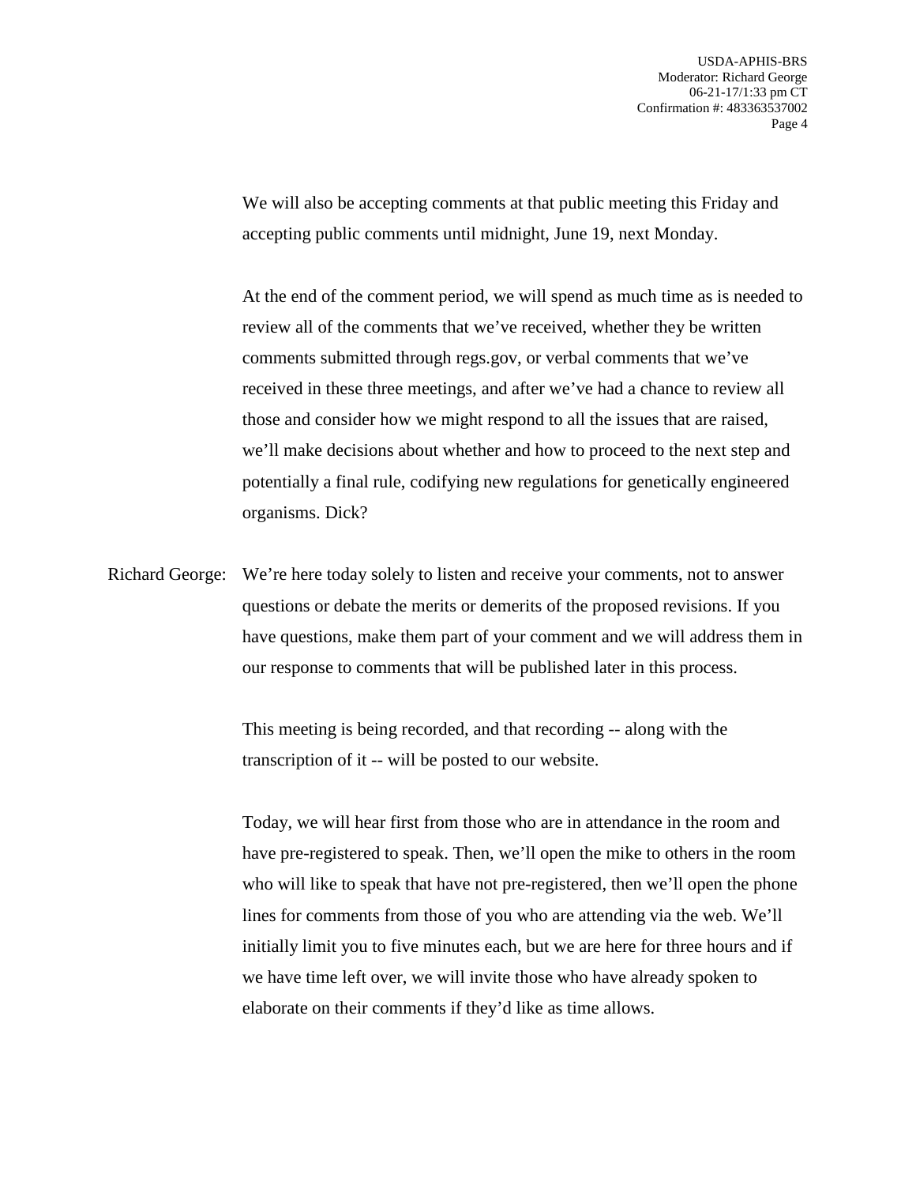We will also be accepting comments at that public meeting this Friday and accepting public comments until midnight, June 19, next Monday.

At the end of the comment period, we will spend as much time as is needed to review all of the comments that we've received, whether they be written comments submitted through regs.gov, or verbal comments that we've received in these three meetings, and after we've had a chance to review all those and consider how we might respond to all the issues that are raised, we'll make decisions about whether and how to proceed to the next step and potentially a final rule, codifying new regulations for genetically engineered organisms. Dick?

Richard George: We're here today solely to listen and receive your comments, not to answer questions or debate the merits or demerits of the proposed revisions. If you have questions, make them part of your comment and we will address them in our response to comments that will be published later in this process.

This meeting is being recorded, and that recording -- along with the transcription of it -- will be posted to our website.

Today, we will hear first from those who are in attendance in the room and have pre-registered to speak. Then, we'll open the mike to others in the room who will like to speak that have not pre-registered, then we'll open the phone lines for comments from those of you who are attending via the web. We'll initially limit you to five minutes each, but we are here for three hours and if we have time left over, we will invite those who have already spoken to elaborate on their comments if they'd like as time allows.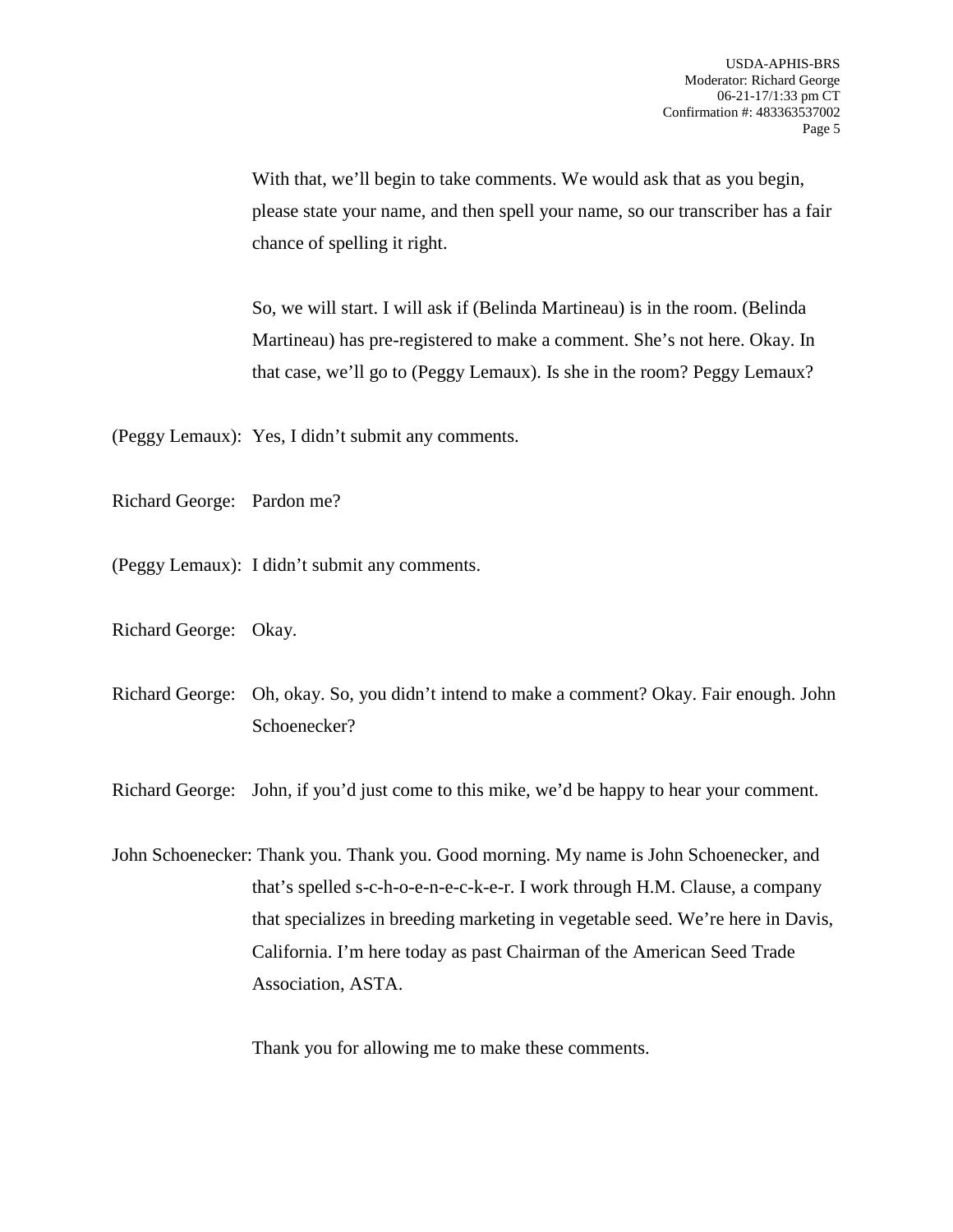With that, we'll begin to take comments. We would ask that as you begin, please state your name, and then spell your name, so our transcriber has a fair chance of spelling it right.

So, we will start. I will ask if (Belinda Martineau) is in the room. (Belinda Martineau) has pre-registered to make a comment. She's not here. Okay. In that case, we'll go to (Peggy Lemaux). Is she in the room? Peggy Lemaux?

(Peggy Lemaux): Yes, I didn't submit any comments.

Richard George: Pardon me?

(Peggy Lemaux): I didn't submit any comments.

Richard George: Okay.

Richard George: Oh, okay. So, you didn't intend to make a comment? Okay. Fair enough. John Schoenecker?

Richard George: John, if you'd just come to this mike, we'd be happy to hear your comment.

John Schoenecker: Thank you. Thank you. Good morning. My name is John Schoenecker, and that's spelled s-c-h-o-e-n-e-c-k-e-r. I work through H.M. Clause, a company that specializes in breeding marketing in vegetable seed. We're here in Davis, California. I'm here today as past Chairman of the American Seed Trade Association, ASTA.

Thank you for allowing me to make these comments.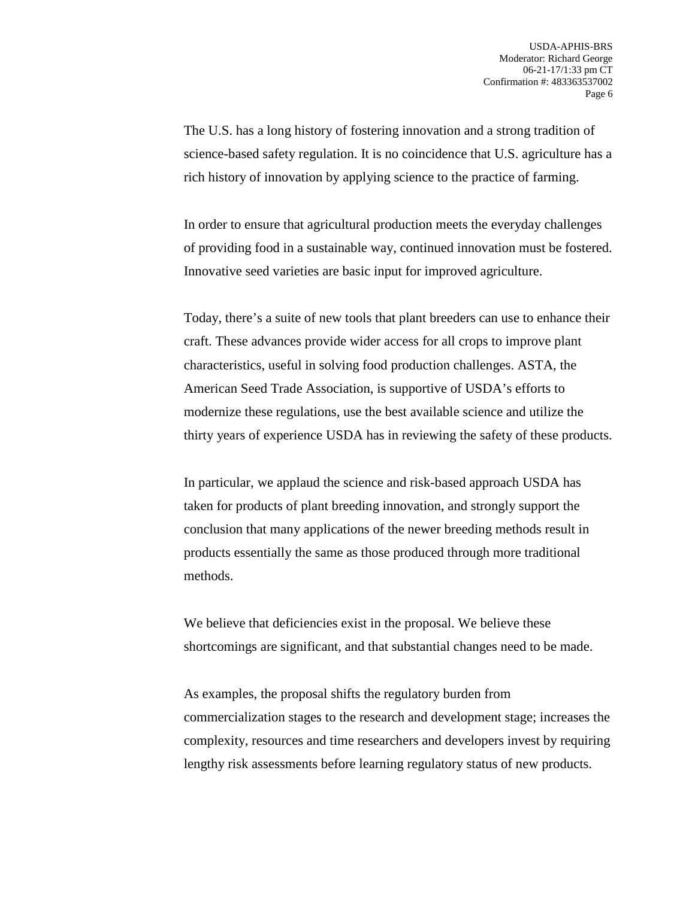The U.S. has a long history of fostering innovation and a strong tradition of science-based safety regulation. It is no coincidence that U.S. agriculture has a rich history of innovation by applying science to the practice of farming.

In order to ensure that agricultural production meets the everyday challenges of providing food in a sustainable way, continued innovation must be fostered. Innovative seed varieties are basic input for improved agriculture.

Today, there's a suite of new tools that plant breeders can use to enhance their craft. These advances provide wider access for all crops to improve plant characteristics, useful in solving food production challenges. ASTA, the American Seed Trade Association, is supportive of USDA's efforts to modernize these regulations, use the best available science and utilize the thirty years of experience USDA has in reviewing the safety of these products.

In particular, we applaud the science and risk-based approach USDA has taken for products of plant breeding innovation, and strongly support the conclusion that many applications of the newer breeding methods result in products essentially the same as those produced through more traditional methods.

We believe that deficiencies exist in the proposal. We believe these shortcomings are significant, and that substantial changes need to be made.

As examples, the proposal shifts the regulatory burden from commercialization stages to the research and development stage; increases the complexity, resources and time researchers and developers invest by requiring lengthy risk assessments before learning regulatory status of new products.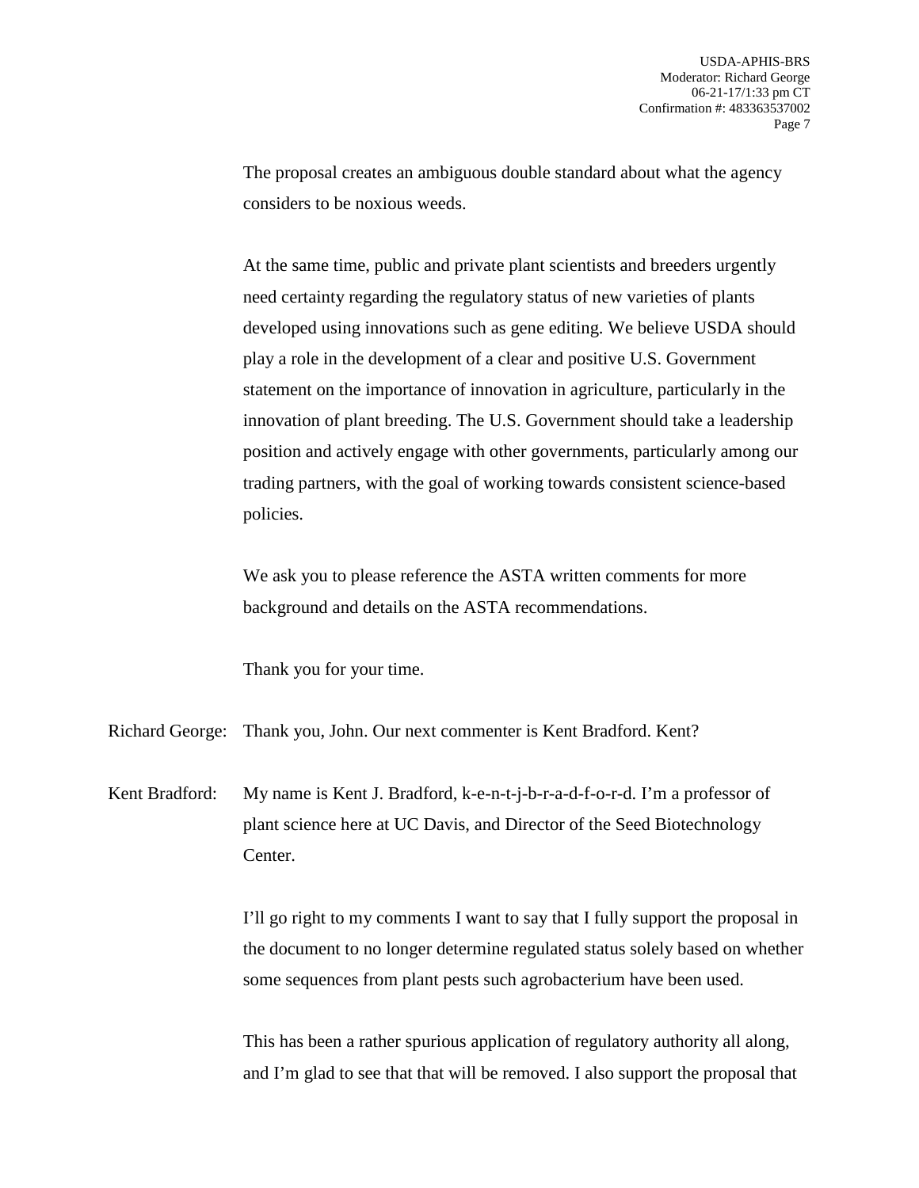The proposal creates an ambiguous double standard about what the agency considers to be noxious weeds.

At the same time, public and private plant scientists and breeders urgently need certainty regarding the regulatory status of new varieties of plants developed using innovations such as gene editing. We believe USDA should play a role in the development of a clear and positive U.S. Government statement on the importance of innovation in agriculture, particularly in the innovation of plant breeding. The U.S. Government should take a leadership position and actively engage with other governments, particularly among our trading partners, with the goal of working towards consistent science-based policies.

We ask you to please reference the ASTA written comments for more background and details on the ASTA recommendations.

Thank you for your time.

Richard George: Thank you, John. Our next commenter is Kent Bradford. Kent?

Kent Bradford: My name is Kent J. Bradford, k-e-n-t-j-b-r-a-d-f-o-r-d. I'm a professor of plant science here at UC Davis, and Director of the Seed Biotechnology Center.

I'll go right to my comments I want to say that I fully support the proposal in the document to no longer determine regulated status solely based on whether some sequences from plant pests such agrobacterium have been used.

This has been a rather spurious application of regulatory authority all along, and I'm glad to see that that will be removed. I also support the proposal that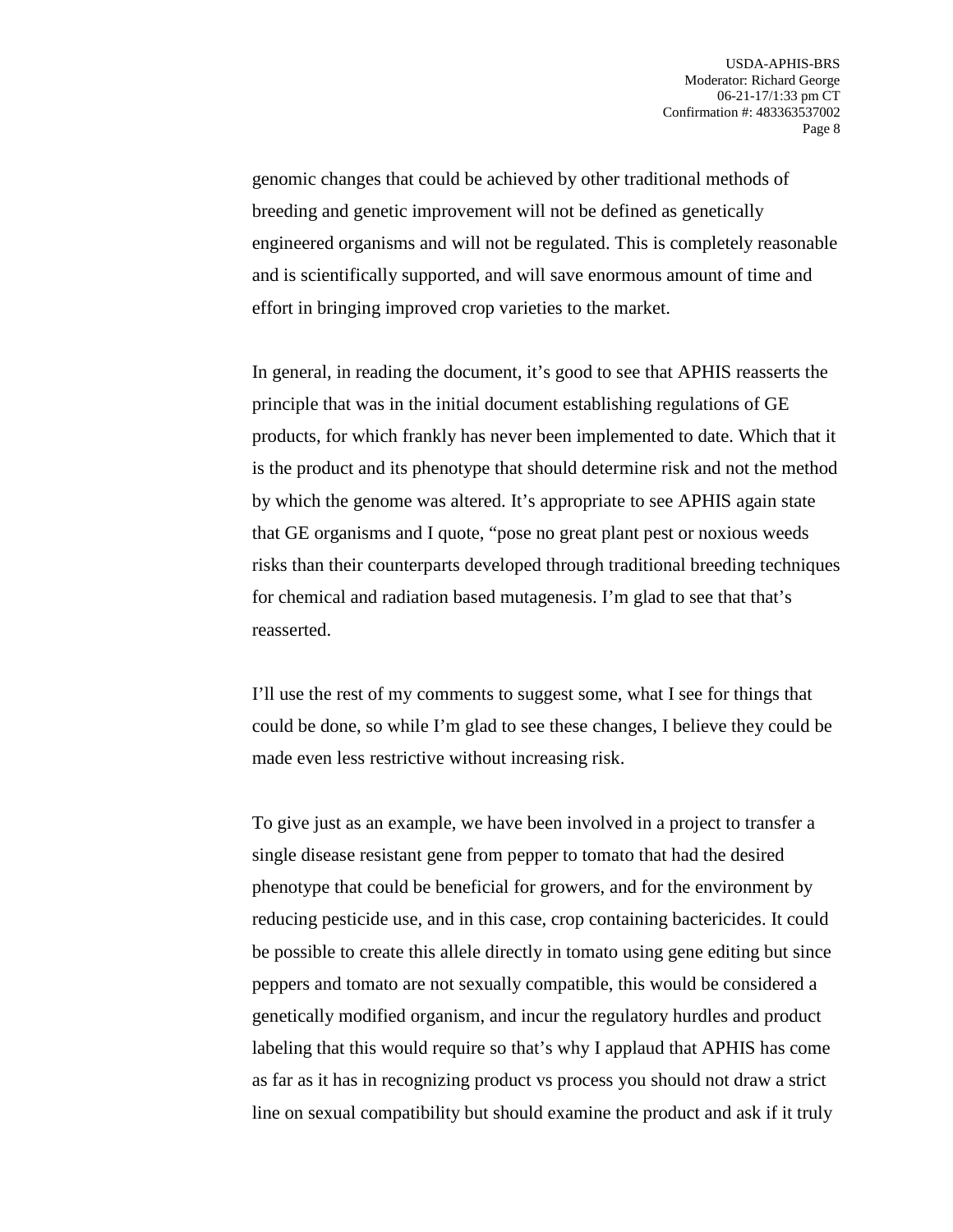genomic changes that could be achieved by other traditional methods of breeding and genetic improvement will not be defined as genetically engineered organisms and will not be regulated. This is completely reasonable and is scientifically supported, and will save enormous amount of time and effort in bringing improved crop varieties to the market.

In general, in reading the document, it's good to see that APHIS reasserts the principle that was in the initial document establishing regulations of GE products, for which frankly has never been implemented to date. Which that it is the product and its phenotype that should determine risk and not the method by which the genome was altered. It's appropriate to see APHIS again state that GE organisms and I quote, "pose no great plant pest or noxious weeds risks than their counterparts developed through traditional breeding techniques for chemical and radiation based mutagenesis. I'm glad to see that that's reasserted.

I'll use the rest of my comments to suggest some, what I see for things that could be done, so while I'm glad to see these changes, I believe they could be made even less restrictive without increasing risk.

To give just as an example, we have been involved in a project to transfer a single disease resistant gene from pepper to tomato that had the desired phenotype that could be beneficial for growers, and for the environment by reducing pesticide use, and in this case, crop containing bactericides. It could be possible to create this allele directly in tomato using gene editing but since peppers and tomato are not sexually compatible, this would be considered a genetically modified organism, and incur the regulatory hurdles and product labeling that this would require so that's why I applaud that APHIS has come as far as it has in recognizing product vs process you should not draw a strict line on sexual compatibility but should examine the product and ask if it truly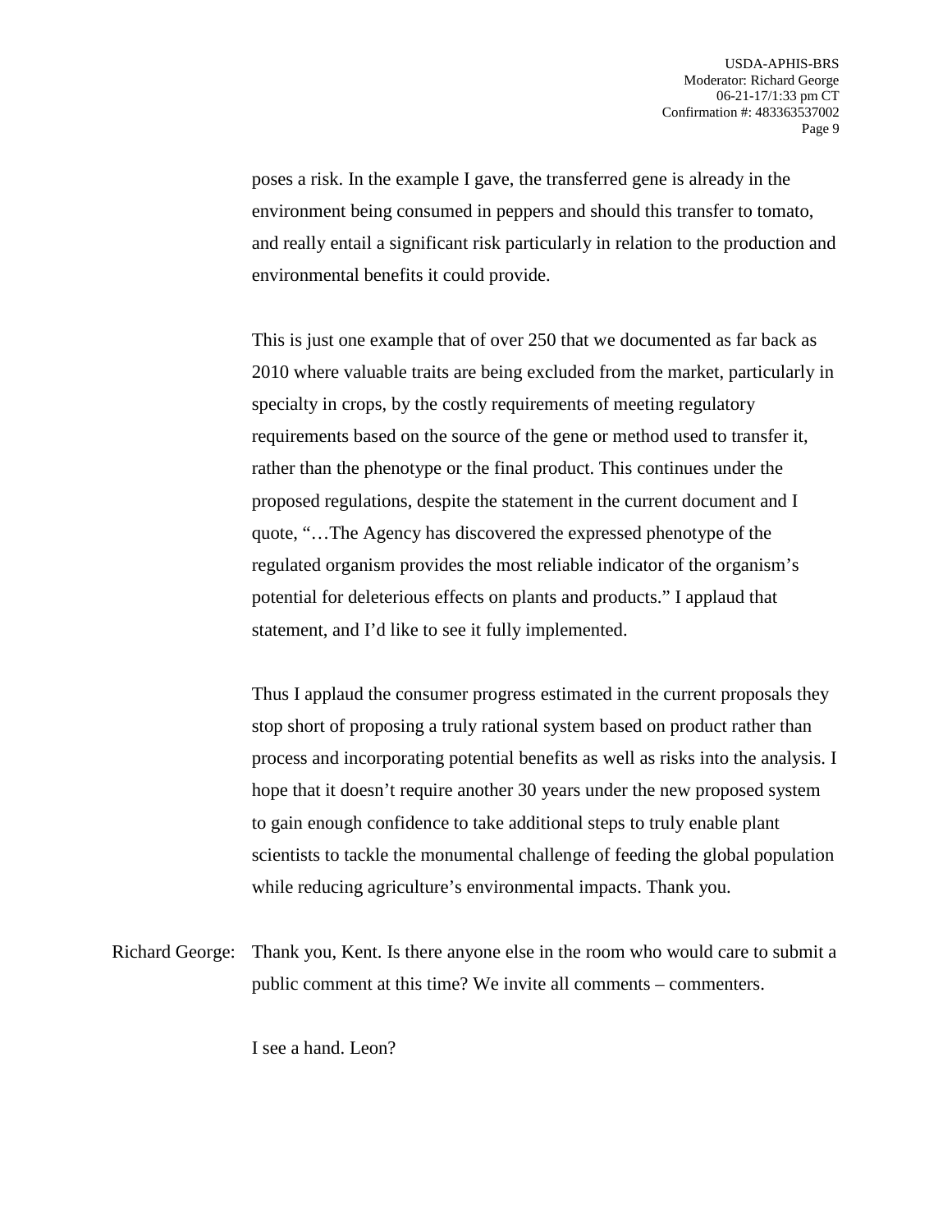poses a risk. In the example I gave, the transferred gene is already in the environment being consumed in peppers and should this transfer to tomato, and really entail a significant risk particularly in relation to the production and environmental benefits it could provide.

This is just one example that of over 250 that we documented as far back as 2010 where valuable traits are being excluded from the market, particularly in specialty in crops, by the costly requirements of meeting regulatory requirements based on the source of the gene or method used to transfer it, rather than the phenotype or the final product. This continues under the proposed regulations, despite the statement in the current document and I quote, "…The Agency has discovered the expressed phenotype of the regulated organism provides the most reliable indicator of the organism's potential for deleterious effects on plants and products." I applaud that statement, and I'd like to see it fully implemented.

Thus I applaud the consumer progress estimated in the current proposals they stop short of proposing a truly rational system based on product rather than process and incorporating potential benefits as well as risks into the analysis. I hope that it doesn't require another 30 years under the new proposed system to gain enough confidence to take additional steps to truly enable plant scientists to tackle the monumental challenge of feeding the global population while reducing agriculture's environmental impacts. Thank you.

Richard George: Thank you, Kent. Is there anyone else in the room who would care to submit a public comment at this time? We invite all comments – commenters.

I see a hand. Leon?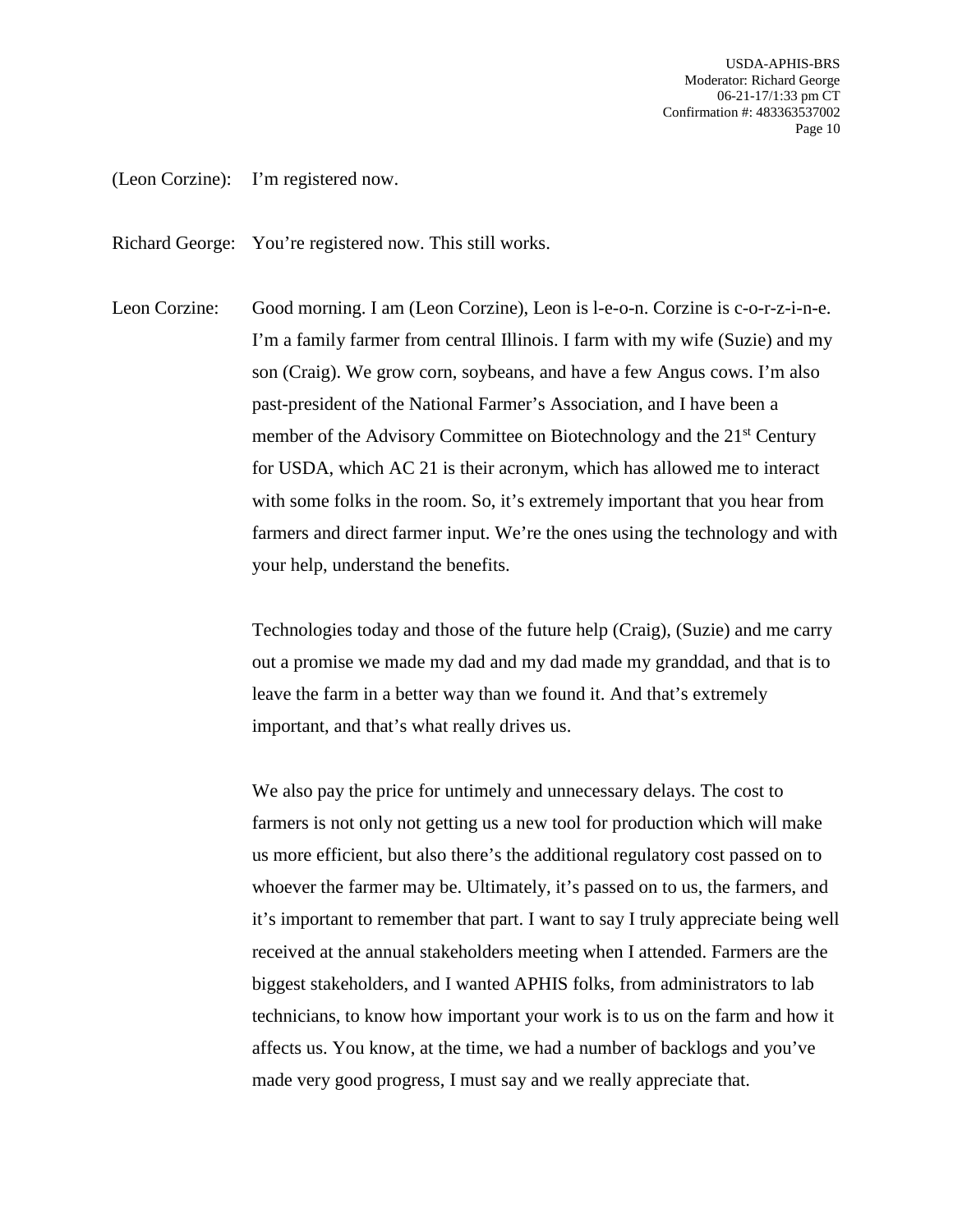(Leon Corzine): I'm registered now.

Richard George: You're registered now. This still works.

Leon Corzine: Good morning. I am (Leon Corzine), Leon is l-e-o-n. Corzine is c-o-r-z-i-n-e. I'm a family farmer from central Illinois. I farm with my wife (Suzie) and my son (Craig). We grow corn, soybeans, and have a few Angus cows. I'm also past-president of the National Farmer's Association, and I have been a member of the Advisory Committee on Biotechnology and the 21st Century for USDA, which AC 21 is their acronym, which has allowed me to interact with some folks in the room. So, it's extremely important that you hear from farmers and direct farmer input. We're the ones using the technology and with your help, understand the benefits.

Technologies today and those of the future help (Craig), (Suzie) and me carry out a promise we made my dad and my dad made my granddad, and that is to leave the farm in a better way than we found it. And that's extremely important, and that's what really drives us.

We also pay the price for untimely and unnecessary delays. The cost to farmers is not only not getting us a new tool for production which will make us more efficient, but also there's the additional regulatory cost passed on to whoever the farmer may be. Ultimately, it's passed on to us, the farmers, and it's important to remember that part. I want to say I truly appreciate being well received at the annual stakeholders meeting when I attended. Farmers are the biggest stakeholders, and I wanted APHIS folks, from administrators to lab technicians, to know how important your work is to us on the farm and how it affects us. You know, at the time, we had a number of backlogs and you've made very good progress, I must say and we really appreciate that.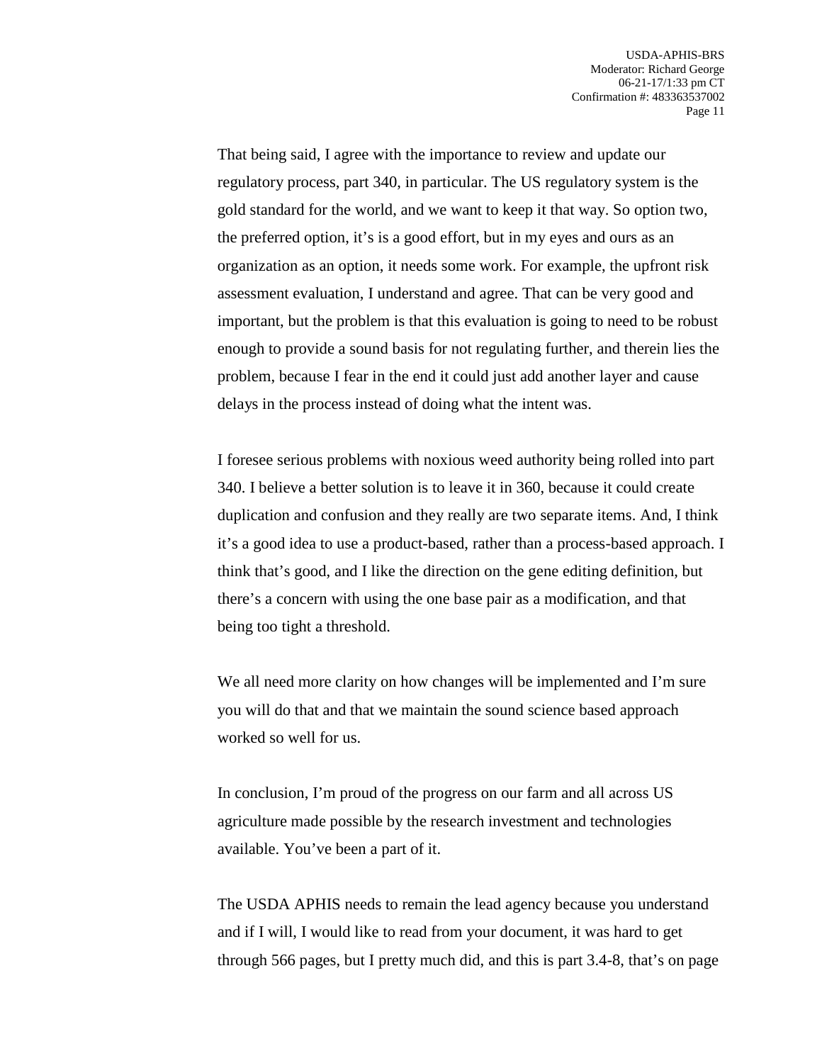That being said, I agree with the importance to review and update our regulatory process, part 340, in particular. The US regulatory system is the gold standard for the world, and we want to keep it that way. So option two, the preferred option, it's is a good effort, but in my eyes and ours as an organization as an option, it needs some work. For example, the upfront risk assessment evaluation, I understand and agree. That can be very good and important, but the problem is that this evaluation is going to need to be robust enough to provide a sound basis for not regulating further, and therein lies the problem, because I fear in the end it could just add another layer and cause delays in the process instead of doing what the intent was.

I foresee serious problems with noxious weed authority being rolled into part 340. I believe a better solution is to leave it in 360, because it could create duplication and confusion and they really are two separate items. And, I think it's a good idea to use a product-based, rather than a process-based approach. I think that's good, and I like the direction on the gene editing definition, but there's a concern with using the one base pair as a modification, and that being too tight a threshold.

We all need more clarity on how changes will be implemented and I'm sure you will do that and that we maintain the sound science based approach worked so well for us.

In conclusion, I'm proud of the progress on our farm and all across US agriculture made possible by the research investment and technologies available. You've been a part of it.

The USDA APHIS needs to remain the lead agency because you understand and if I will, I would like to read from your document, it was hard to get through 566 pages, but I pretty much did, and this is part 3.4-8, that's on page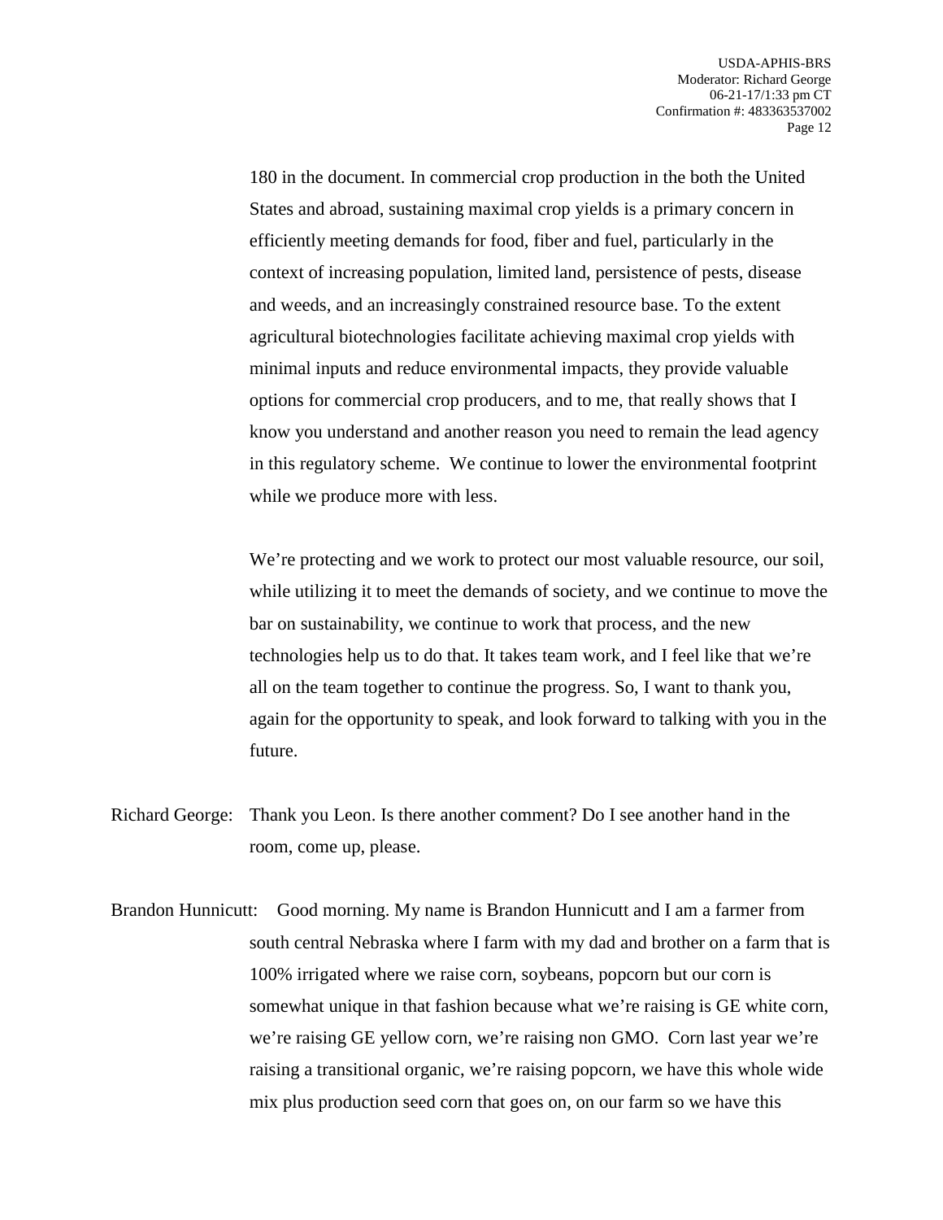180 in the document. In commercial crop production in the both the United States and abroad, sustaining maximal crop yields is a primary concern in efficiently meeting demands for food, fiber and fuel, particularly in the context of increasing population, limited land, persistence of pests, disease and weeds, and an increasingly constrained resource base. To the extent agricultural biotechnologies facilitate achieving maximal crop yields with minimal inputs and reduce environmental impacts, they provide valuable options for commercial crop producers, and to me, that really shows that I know you understand and another reason you need to remain the lead agency in this regulatory scheme. We continue to lower the environmental footprint while we produce more with less.

We're protecting and we work to protect our most valuable resource, our soil, while utilizing it to meet the demands of society, and we continue to move the bar on sustainability, we continue to work that process, and the new technologies help us to do that. It takes team work, and I feel like that we're all on the team together to continue the progress. So, I want to thank you, again for the opportunity to speak, and look forward to talking with you in the future.

Richard George: Thank you Leon. Is there another comment? Do I see another hand in the room, come up, please.

Brandon Hunnicutt: Good morning. My name is Brandon Hunnicutt and I am a farmer from south central Nebraska where I farm with my dad and brother on a farm that is 100% irrigated where we raise corn, soybeans, popcorn but our corn is somewhat unique in that fashion because what we're raising is GE white corn, we're raising GE yellow corn, we're raising non GMO. Corn last year we're raising a transitional organic, we're raising popcorn, we have this whole wide mix plus production seed corn that goes on, on our farm so we have this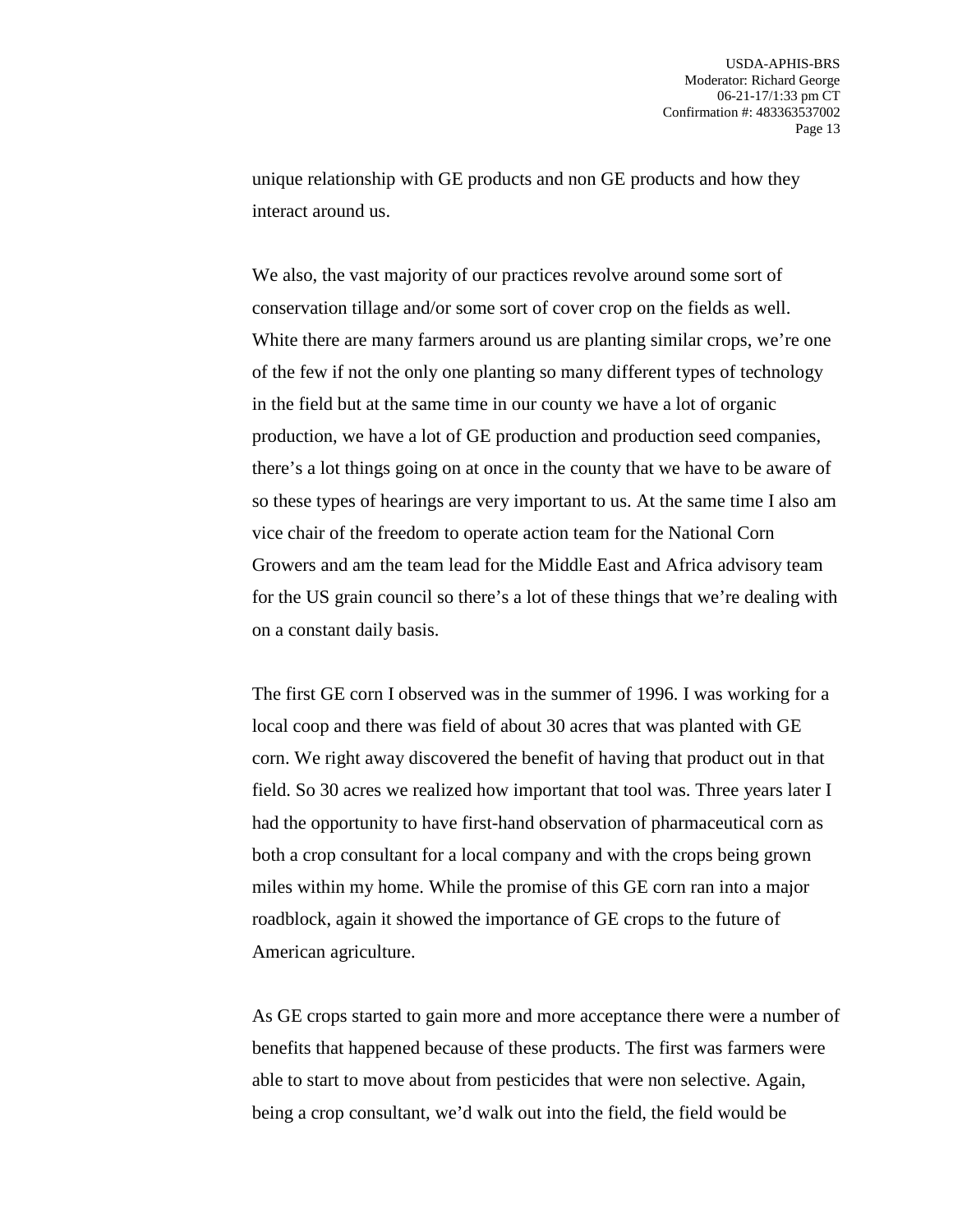unique relationship with GE products and non GE products and how they interact around us.

We also, the vast majority of our practices revolve around some sort of conservation tillage and/or some sort of cover crop on the fields as well. White there are many farmers around us are planting similar crops, we're one of the few if not the only one planting so many different types of technology in the field but at the same time in our county we have a lot of organic production, we have a lot of GE production and production seed companies, there's a lot things going on at once in the county that we have to be aware of so these types of hearings are very important to us. At the same time I also am vice chair of the freedom to operate action team for the National Corn Growers and am the team lead for the Middle East and Africa advisory team for the US grain council so there's a lot of these things that we're dealing with on a constant daily basis.

The first GE corn I observed was in the summer of 1996. I was working for a local coop and there was field of about 30 acres that was planted with GE corn. We right away discovered the benefit of having that product out in that field. So 30 acres we realized how important that tool was. Three years later I had the opportunity to have first-hand observation of pharmaceutical corn as both a crop consultant for a local company and with the crops being grown miles within my home. While the promise of this GE corn ran into a major roadblock, again it showed the importance of GE crops to the future of American agriculture.

As GE crops started to gain more and more acceptance there were a number of benefits that happened because of these products. The first was farmers were able to start to move about from pesticides that were non selective. Again, being a crop consultant, we'd walk out into the field, the field would be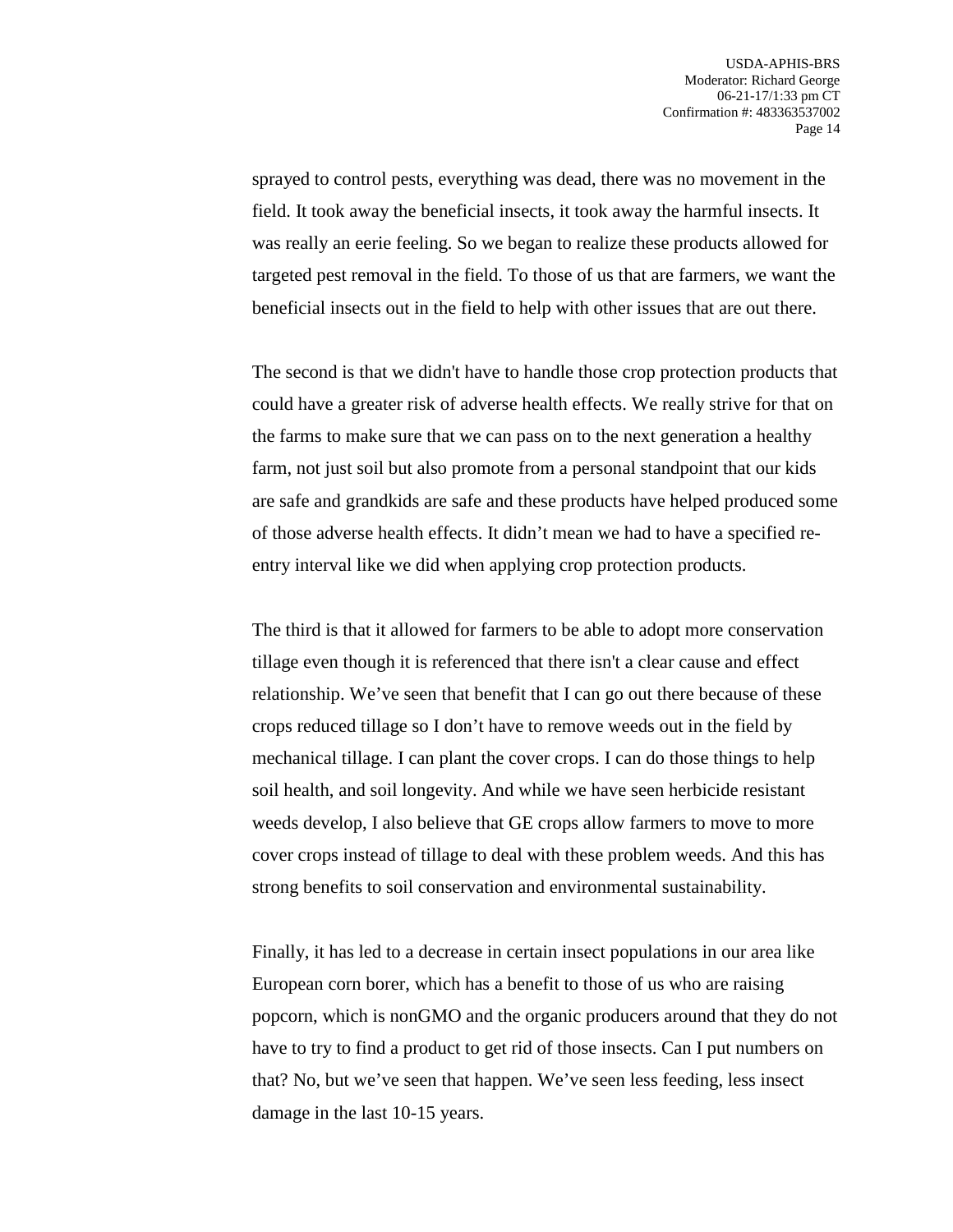sprayed to control pests, everything was dead, there was no movement in the field. It took away the beneficial insects, it took away the harmful insects. It was really an eerie feeling. So we began to realize these products allowed for targeted pest removal in the field. To those of us that are farmers, we want the beneficial insects out in the field to help with other issues that are out there.

The second is that we didn't have to handle those crop protection products that could have a greater risk of adverse health effects. We really strive for that on the farms to make sure that we can pass on to the next generation a healthy farm, not just soil but also promote from a personal standpoint that our kids are safe and grandkids are safe and these products have helped produced some of those adverse health effects. It didn't mean we had to have a specified re-entry interval like we did when applying crop protection products.

The third is that it allowed for farmers to be able to adopt more conservation tillage even though it is referenced that there isn't a clear cause and effect relationship. We've seen that benefit that I can go out there because of these crops reduced tillage so I don't have to remove weeds out in the field by mechanical tillage. I can plant the cover crops. I can do those things to help soil health, and soil longevity. And while we have seen herbicide resistant weeds develop, I also believe that GE crops allow farmers to move to more cover crops instead of tillage to deal with these problem weeds. And this has strong benefits to soil conservation and environmental sustainability.

Finally, it has led to a decrease in certain insect populations in our area like European corn borer, which has a benefit to those of us who are raising popcorn, which is nonGMO and the organic producers around that they do not have to try to find a product to get rid of those insects. Can I put numbers on that? No, but we've seen that happen. We've seen less feeding, less insect damage in the last 10-15 years.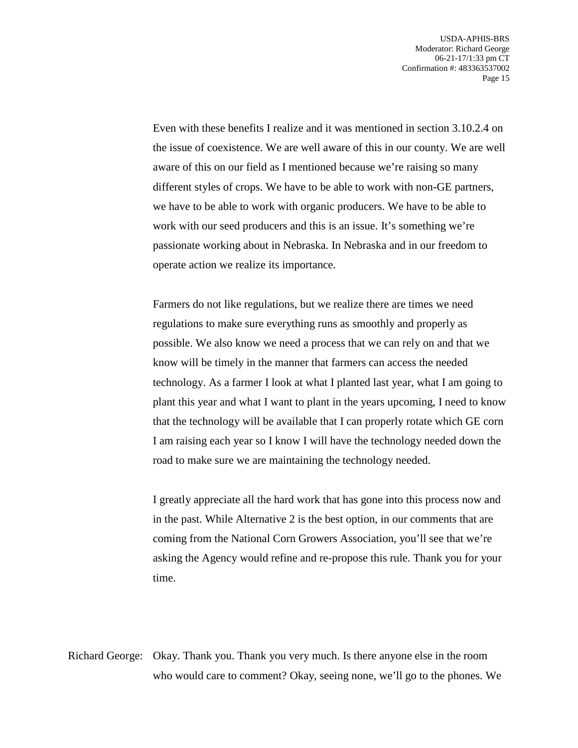Even with these benefits I realize and it was mentioned in section 3.10.2.4 on the issue of coexistence. We are well aware of this in our county. We are well aware of this on our field as I mentioned because we're raising so many different styles of crops. We have to be able to work with non-GE partners, we have to be able to work with organic producers. We have to be able to work with our seed producers and this is an issue. It's something we're passionate working about in Nebraska. In Nebraska and in our freedom to operate action we realize its importance.

Farmers do not like regulations, but we realize there are times we need regulations to make sure everything runs as smoothly and properly as possible. We also know we need a process that we can rely on and that we know will be timely in the manner that farmers can access the needed technology. As a farmer I look at what I planted last year, what I am going to plant this year and what I want to plant in the years upcoming, I need to know that the technology will be available that I can properly rotate which GE corn I am raising each year so I know I will have the technology needed down the road to make sure we are maintaining the technology needed.

I greatly appreciate all the hard work that has gone into this process now and in the past. While Alternative 2 is the best option, in our comments that are coming from the National Corn Growers Association, you'll see that we're asking the Agency would refine and re-propose this rule. Thank you for your time.

Richard George: Okay. Thank you. Thank you very much. Is there anyone else in the room who would care to comment? Okay, seeing none, we'll go to the phones. We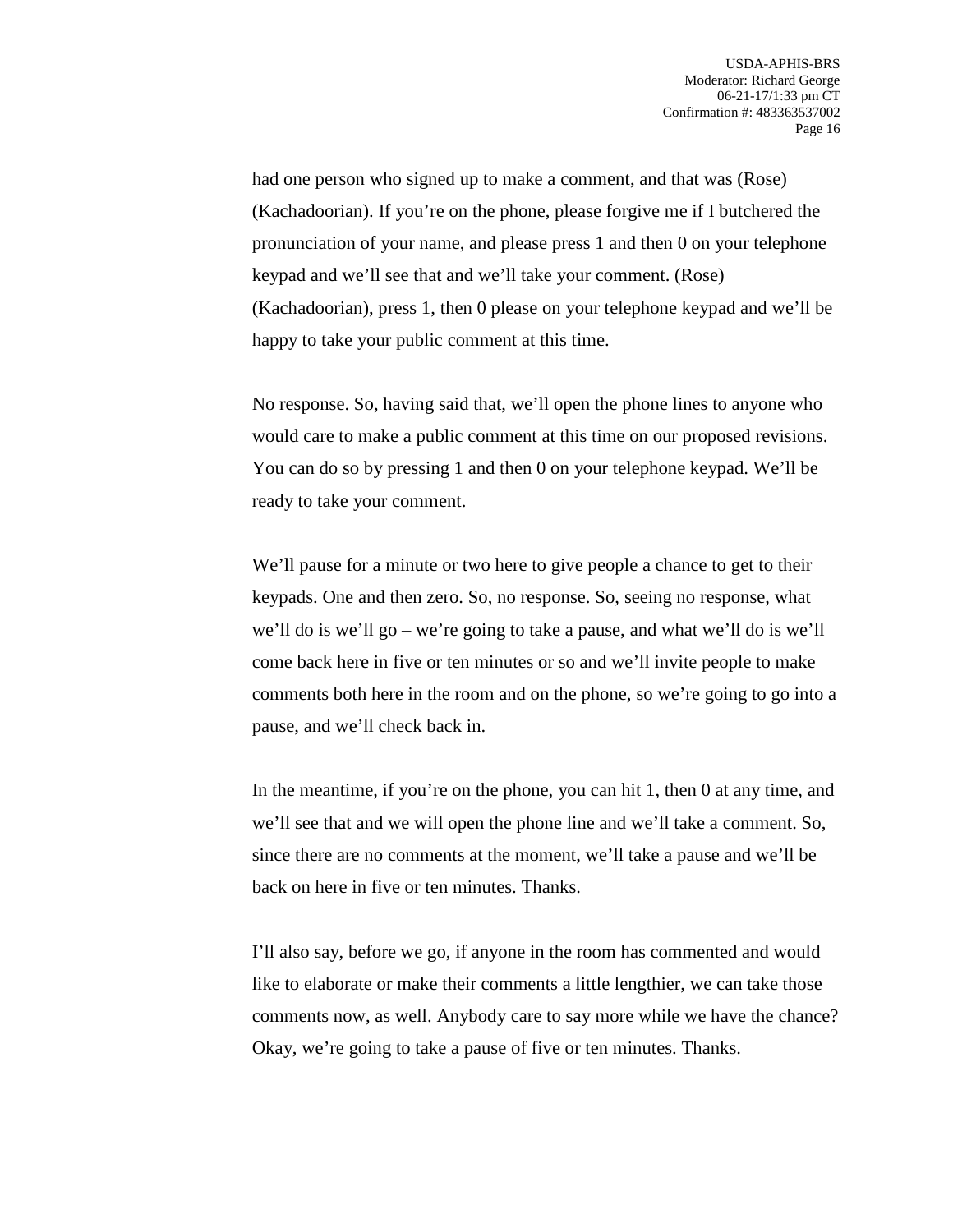had one person who signed up to make a comment, and that was (Rose) (Kachadoorian). If you're on the phone, please forgive me if I butchered the pronunciation of your name, and please press 1 and then 0 on your telephone keypad and we'll see that and we'll take your comment. (Rose) (Kachadoorian), press 1, then 0 please on your telephone keypad and we'll be happy to take your public comment at this time.

No response. So, having said that, we'll open the phone lines to anyone who would care to make a public comment at this time on our proposed revisions. You can do so by pressing 1 and then 0 on your telephone keypad. We'll be ready to take your comment.

We'll pause for a minute or two here to give people a chance to get to their keypads. One and then zero. So, no response. So, seeing no response, what we'll do is we'll go – we're going to take a pause, and what we'll do is we'll come back here in five or ten minutes or so and we'll invite people to make comments both here in the room and on the phone, so we're going to go into a pause, and we'll check back in.

In the meantime, if you're on the phone, you can hit 1, then 0 at any time, and we'll see that and we will open the phone line and we'll take a comment. So, since there are no comments at the moment, we'll take a pause and we'll be back on here in five or ten minutes. Thanks.

I'll also say, before we go, if anyone in the room has commented and would like to elaborate or make their comments a little lengthier, we can take those comments now, as well. Anybody care to say more while we have the chance? Okay, we're going to take a pause of five or ten minutes. Thanks.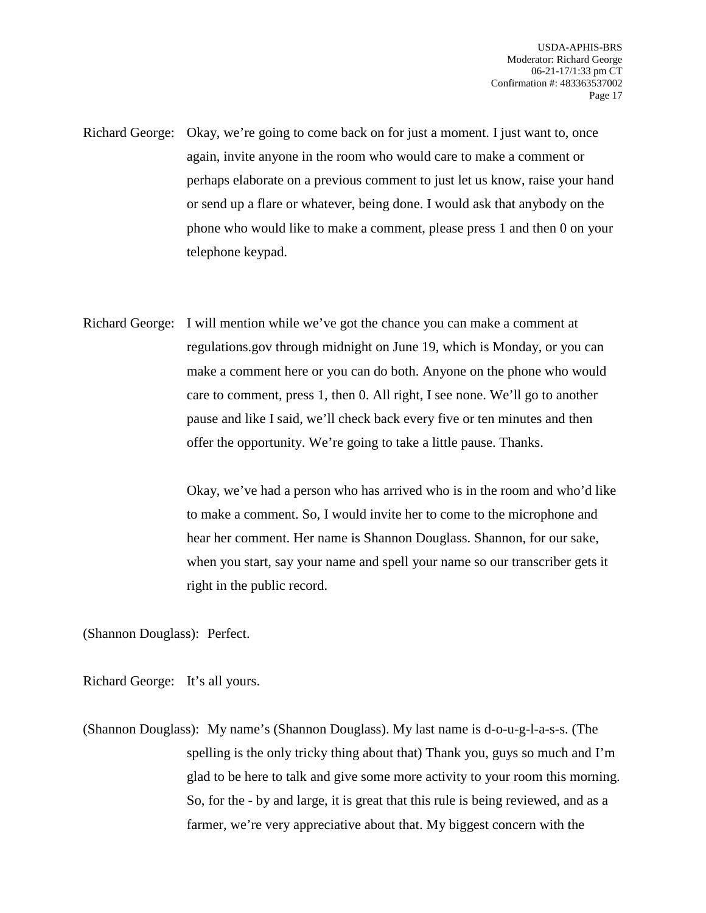Richard George: Okay, we're going to come back on for just a moment. I just want to, once again, invite anyone in the room who would care to make a comment or perhaps elaborate on a previous comment to just let us know, raise your hand or send up a flare or whatever, being done. I would ask that anybody on the phone who would like to make a comment, please press 1 and then 0 on your telephone keypad.

Richard George: I will mention while we've got the chance you can make a comment at regulations.gov through midnight on June 19, which is Monday, or you can make a comment here or you can do both. Anyone on the phone who would care to comment, press 1, then 0. All right, I see none. We'll go to another pause and like I said, we'll check back every five or ten minutes and then offer the opportunity. We're going to take a little pause. Thanks.

Okay, we've had a person who has arrived who is in the room and who'd like to make a comment. So, I would invite her to come to the microphone and hear her comment. Her name is Shannon Douglass. Shannon, for our sake, when you start, say your name and spell your name so our transcriber gets it right in the public record.

(Shannon Douglass): Perfect.

Richard George: It's all yours.

(Shannon Douglass): My name's (Shannon Douglass). My last name is d-o-u-g-l-a-s-s. (The spelling is the only tricky thing about that) Thank you, guys so much and I'm glad to be here to talk and give some more activity to your room this morning. So, for the - by and large, it is great that this rule is being reviewed, and as a farmer, we're very appreciative about that. My biggest concern with the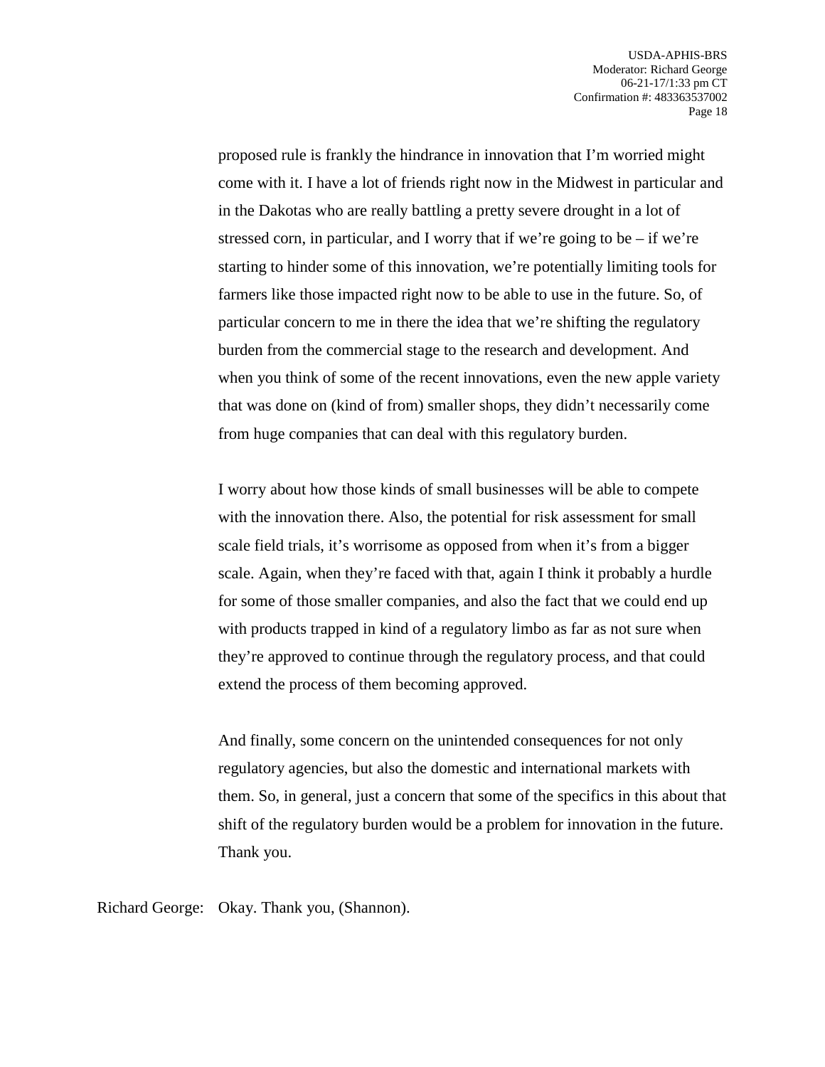proposed rule is frankly the hindrance in innovation that I'm worried might come with it. I have a lot of friends right now in the Midwest in particular and in the Dakotas who are really battling a pretty severe drought in a lot of stressed corn, in particular, and I worry that if we're going to be – if we're starting to hinder some of this innovation, we're potentially limiting tools for farmers like those impacted right now to be able to use in the future. So, of particular concern to me in there the idea that we're shifting the regulatory burden from the commercial stage to the research and development. And when you think of some of the recent innovations, even the new apple variety that was done on (kind of from) smaller shops, they didn't necessarily come from huge companies that can deal with this regulatory burden.

I worry about how those kinds of small businesses will be able to compete with the innovation there. Also, the potential for risk assessment for small scale field trials, it's worrisome as opposed from when it's from a bigger scale. Again, when they're faced with that, again I think it probably a hurdle for some of those smaller companies, and also the fact that we could end up with products trapped in kind of a regulatory limbo as far as not sure when they're approved to continue through the regulatory process, and that could extend the process of them becoming approved.

And finally, some concern on the unintended consequences for not only regulatory agencies, but also the domestic and international markets with them. So, in general, just a concern that some of the specifics in this about that shift of the regulatory burden would be a problem for innovation in the future. Thank you.

Richard George: Okay. Thank you, (Shannon).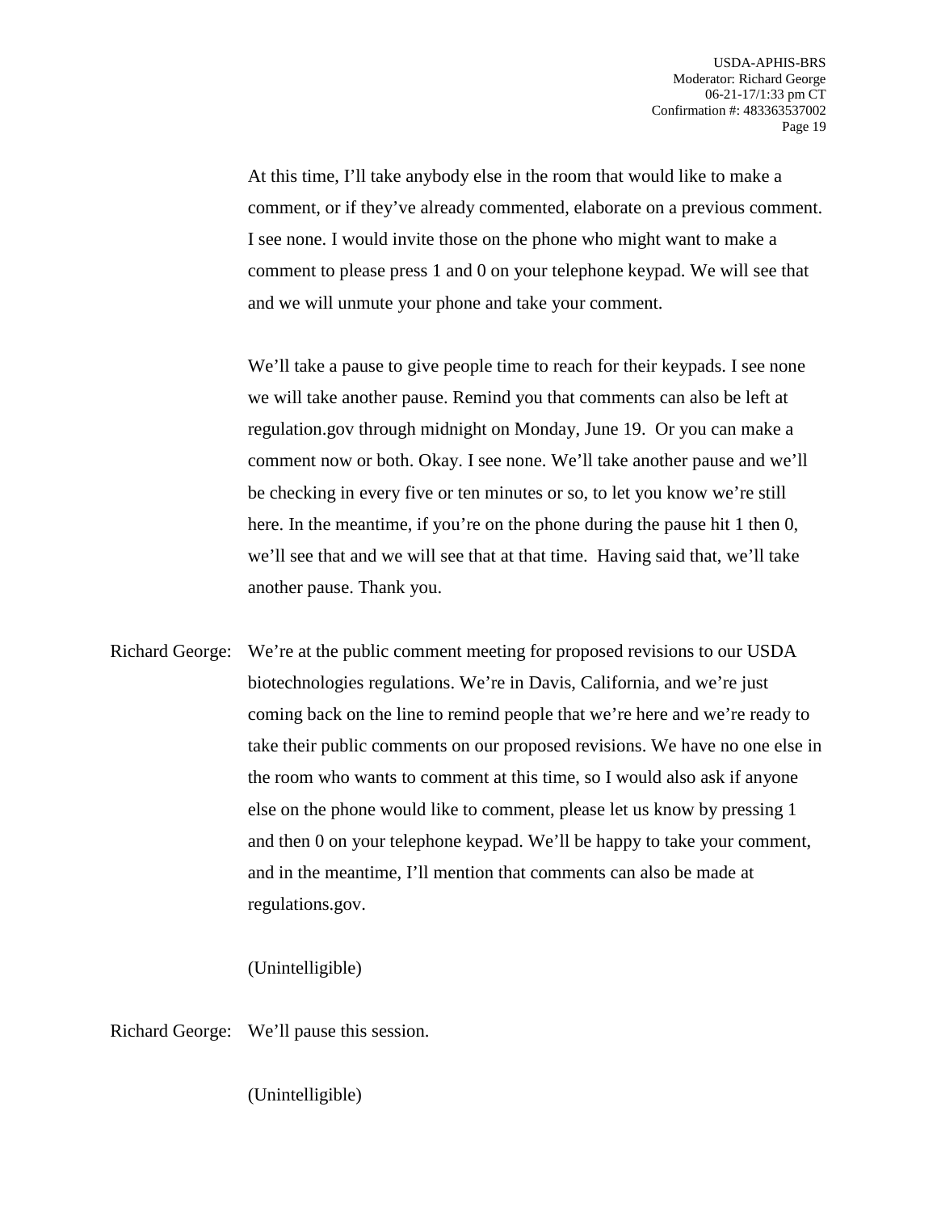At this time, I'll take anybody else in the room that would like to make a comment, or if they've already commented, elaborate on a previous comment. I see none. I would invite those on the phone who might want to make a comment to please press 1 and 0 on your telephone keypad. We will see that and we will unmute your phone and take your comment.

We'll take a pause to give people time to reach for their keypads. I see none we will take another pause. Remind you that comments can also be left at regulation.gov through midnight on Monday, June 19. Or you can make a comment now or both. Okay. I see none. We'll take another pause and we'll be checking in every five or ten minutes or so, to let you know we're still here. In the meantime, if you're on the phone during the pause hit 1 then 0, we'll see that and we will see that at that time. Having said that, we'll take another pause. Thank you.

Richard George: We're at the public comment meeting for proposed revisions to our USDA biotechnologies regulations. We're in Davis, California, and we're just coming back on the line to remind people that we're here and we're ready to take their public comments on our proposed revisions. We have no one else in the room who wants to comment at this time, so I would also ask if anyone else on the phone would like to comment, please let us know by pressing 1 and then 0 on your telephone keypad. We'll be happy to take your comment, and in the meantime, I'll mention that comments can also be made at regulations.gov.

(Unintelligible)

Richard George: We'll pause this session.

(Unintelligible)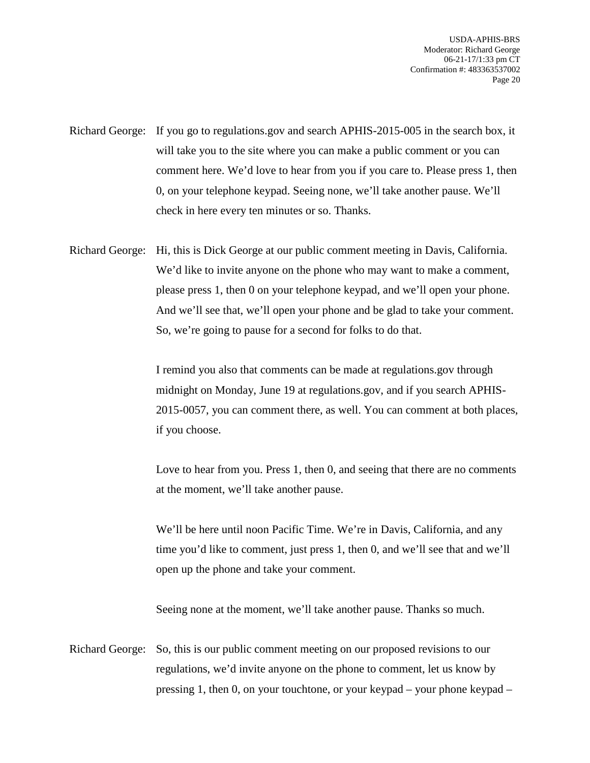Richard George: If you go to regulations.gov and search APHIS-2015-005 in the search box, it will take you to the site where you can make a public comment or you can comment here. We'd love to hear from you if you care to. Please press 1, then 0, on your telephone keypad. Seeing none, we'll take another pause. We'll check in here every ten minutes or so. Thanks.

Richard George: Hi, this is Dick George at our public comment meeting in Davis, California. We'd like to invite anyone on the phone who may want to make a comment, please press 1, then 0 on your telephone keypad, and we'll open your phone. And we'll see that, we'll open your phone and be glad to take your comment. So, we're going to pause for a second for folks to do that.

I remind you also that comments can be made at regulations.gov through midnight on Monday, June 19 at regulations.gov, and if you search APHIS-2015-0057, you can comment there, as well. You can comment at both places, if you choose.

Love to hear from you. Press 1, then 0, and seeing that there are no comments at the moment, we'll take another pause.

We'll be here until noon Pacific Time. We're in Davis, California, and any time you'd like to comment, just press 1, then 0, and we'll see that and we'll open up the phone and take your comment.

Seeing none at the moment, we'll take another pause. Thanks so much.

Richard George: So, this is our public comment meeting on our proposed revisions to our regulations, we'd invite anyone on the phone to comment, let us know by pressing 1, then 0, on your touchtone, or your keypad – your phone keypad –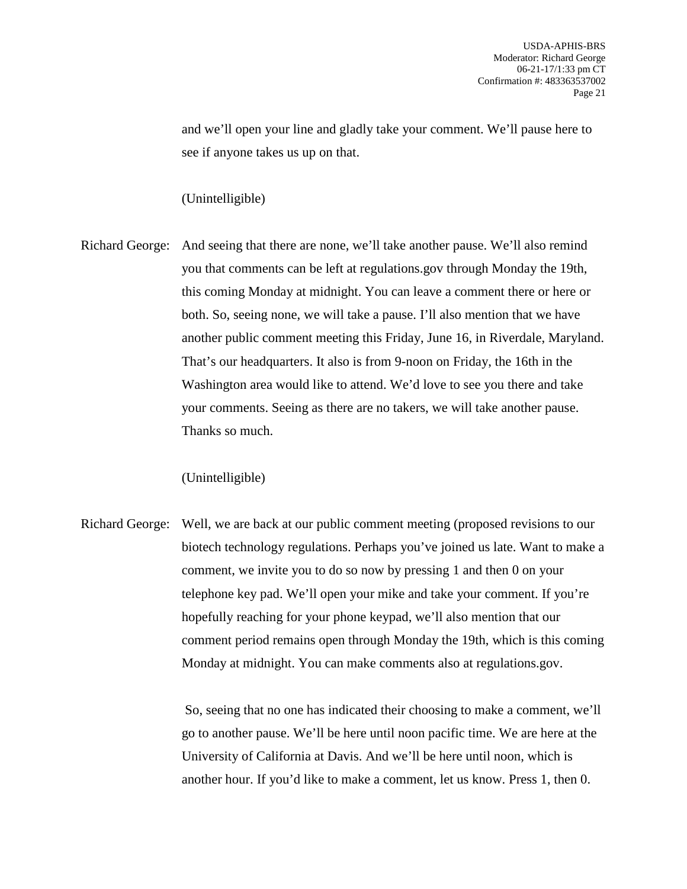and we'll open your line and gladly take your comment. We'll pause here to see if anyone takes us up on that.

(Unintelligible)

Richard George: And seeing that there are none, we'll take another pause. We'll also remind you that comments can be left at regulations.gov through Monday the 19th, this coming Monday at midnight. You can leave a comment there or here or both. So, seeing none, we will take a pause. I'll also mention that we have another public comment meeting this Friday, June 16, in Riverdale, Maryland. That's our headquarters. It also is from 9-noon on Friday, the 16th in the Washington area would like to attend. We'd love to see you there and take your comments. Seeing as there are no takers, we will take another pause. Thanks so much.

(Unintelligible)

Richard George: Well, we are back at our public comment meeting (proposed revisions to our biotech technology regulations. Perhaps you've joined us late. Want to make a comment, we invite you to do so now by pressing 1 and then 0 on your telephone key pad. We'll open your mike and take your comment. If you're hopefully reaching for your phone keypad, we'll also mention that our comment period remains open through Monday the 19th, which is this coming Monday at midnight. You can make comments also at regulations.gov.

So, seeing that no one has indicated their choosing to make a comment, we'll go to another pause. We'll be here until noon pacific time. We are here at the University of California at Davis. And we'll be here until noon, which is another hour. If you'd like to make a comment, let us know. Press 1, then 0.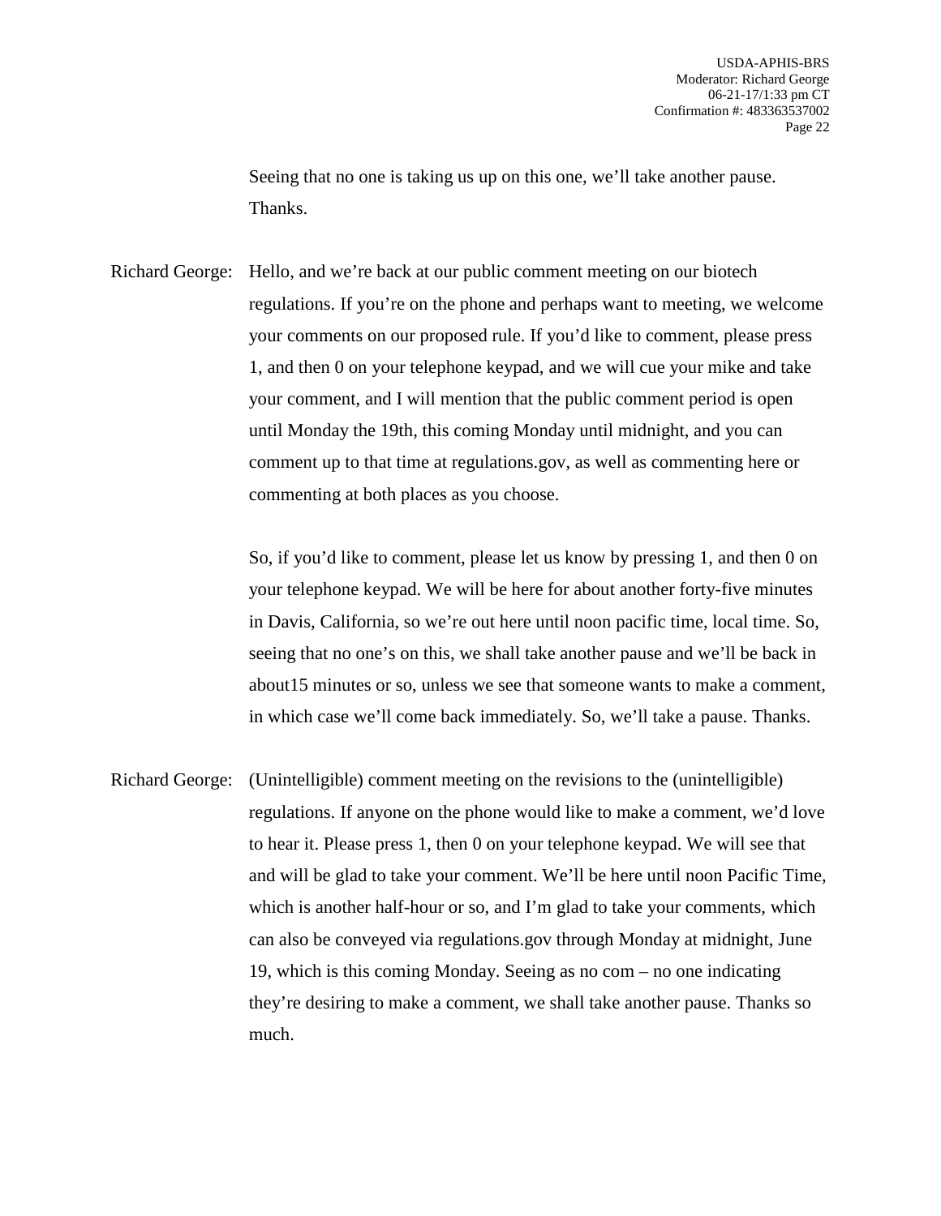Seeing that no one is taking us up on this one, we'll take another pause. Thanks.

Richard George: Hello, and we're back at our public comment meeting on our biotech regulations. If you're on the phone and perhaps want to meeting, we welcome your comments on our proposed rule. If you'd like to comment, please press 1, and then 0 on your telephone keypad, and we will cue your mike and take your comment, and I will mention that the public comment period is open until Monday the 19th, this coming Monday until midnight, and you can comment up to that time at regulations.gov, as well as commenting here or commenting at both places as you choose.

So, if you'd like to comment, please let us know by pressing 1, and then 0 on your telephone keypad. We will be here for about another forty-five minutes in Davis, California, so we're out here until noon pacific time, local time. So, seeing that no one's on this, we shall take another pause and we'll be back in about15 minutes or so, unless we see that someone wants to make a comment, in which case we'll come back immediately. So, we'll take a pause. Thanks.

Richard George: (Unintelligible) comment meeting on the revisions to the (unintelligible) regulations. If anyone on the phone would like to make a comment, we'd love to hear it. Please press 1, then 0 on your telephone keypad. We will see that and will be glad to take your comment. We'll be here until noon Pacific Time, which is another half-hour or so, and I'm glad to take your comments, which can also be conveyed via regulations.gov through Monday at midnight, June 19, which is this coming Monday. Seeing as no com – no one indicating they're desiring to make a comment, we shall take another pause. Thanks so much.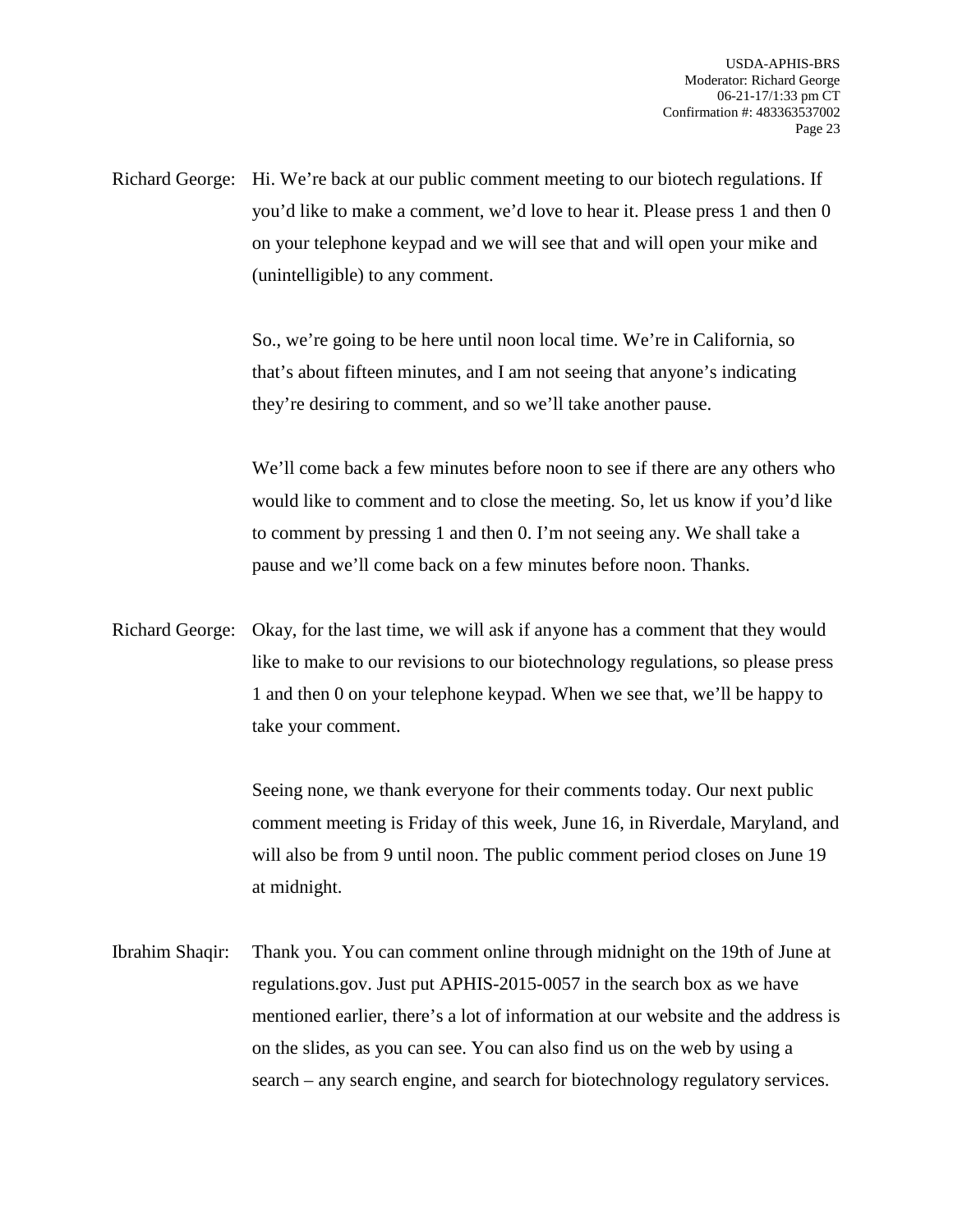Richard George: Hi. We're back at our public comment meeting to our biotech regulations. If you'd like to make a comment, we'd love to hear it. Please press 1 and then 0 on your telephone keypad and we will see that and will open your mike and (unintelligible) to any comment.

So., we're going to be here until noon local time. We're in California, so that's about fifteen minutes, and I am not seeing that anyone's indicating they're desiring to comment, and so we'll take another pause.

We'll come back a few minutes before noon to see if there are any others who would like to comment and to close the meeting. So, let us know if you'd like to comment by pressing 1 and then 0. I'm not seeing any. We shall take a pause and we'll come back on a few minutes before noon. Thanks.

Richard George: Okay, for the last time, we will ask if anyone has a comment that they would like to make to our revisions to our biotechnology regulations, so please press 1 and then 0 on your telephone keypad. When we see that, we'll be happy to take your comment.

Seeing none, we thank everyone for their comments today. Our next public comment meeting is Friday of this week, June 16, in Riverdale, Maryland, and will also be from 9 until noon. The public comment period closes on June 19 at midnight.

Ibrahim Shaqir: Thank you. You can comment online through midnight on the 19th of June at regulations.gov. Just put APHIS-2015-0057 in the search box as we have mentioned earlier, there's a lot of information at our website and the address is on the slides, as you can see. You can also find us on the web by using a search – any search engine, and search for biotechnology regulatory services.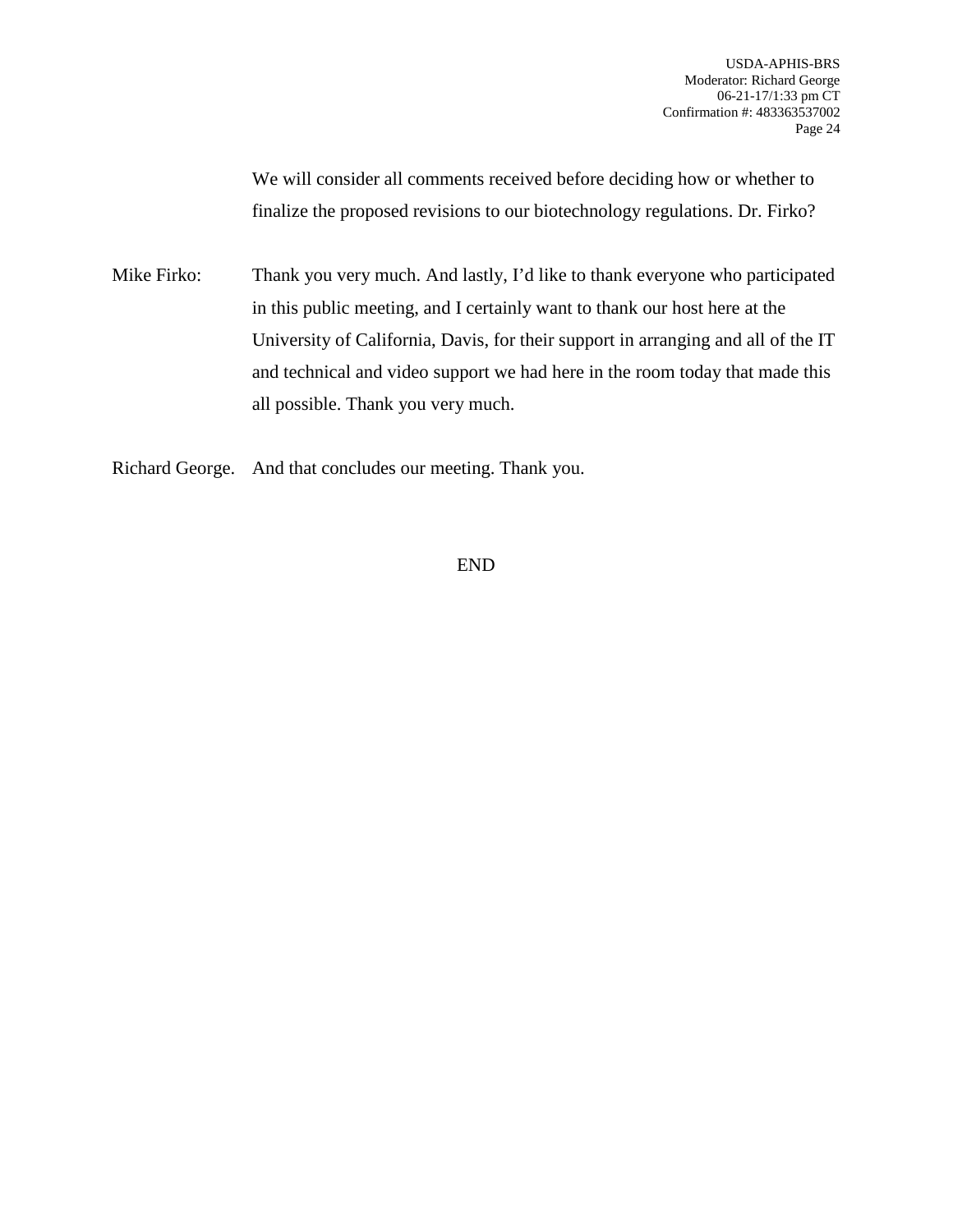We will consider all comments received before deciding how or whether to finalize the proposed revisions to our biotechnology regulations. Dr. Firko?

Mike Firko: Thank you very much. And lastly, I'd like to thank everyone who participated in this public meeting, and I certainly want to thank our host here at the University of California, Davis, for their support in arranging and all of the IT and technical and video support we had here in the room today that made this all possible. Thank you very much.

Richard George. And that concludes our meeting. Thank you.

END